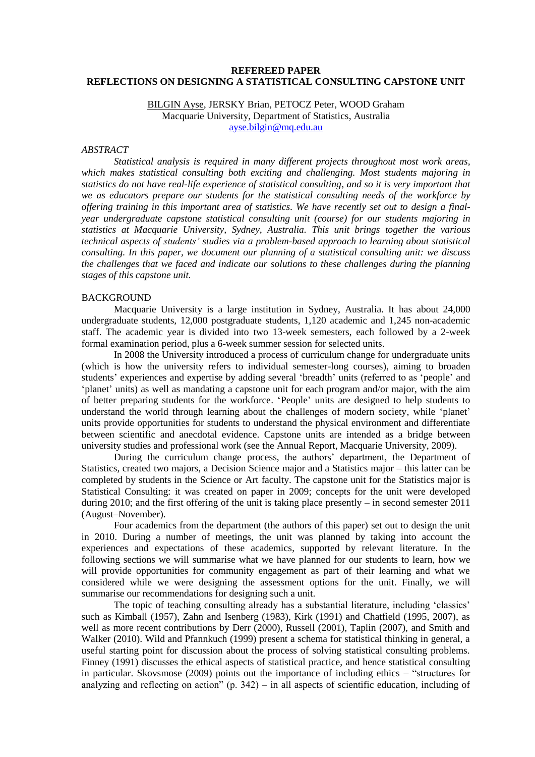**REFEREED PAPER**

# REFLECTIONS ON DESIGNING A STATISTICAL CONSULTING CAPSTONE UNIT

BILGIN Ayse, JERSKY Brian, PETOCZ Peter, WOOD Graham
Macquarie University, Department of Statistics, Australia
ayse.bilgin@mq.edu.au

## *ABSTRACT*

*Statistical analysis is required in many different projects throughout most work areas, which makes statistical consulting both exciting and challenging. Most students majoring in statistics do not have real-life experience of statistical consulting, and so it is very important that we as educators prepare our students for the statistical consulting needs of the workforce by offering training in this important area of statistics. We have recently set out to design a final-year undergraduate capstone statistical consulting unit (course) for our students majoring in statistics at Macquarie University, Sydney, Australia. This unit brings together the various technical aspects of students' studies via a problem-based approach to learning about statistical consulting. In this paper, we document our planning of a statistical consulting unit: we discuss the challenges that we faced and indicate our solutions to these challenges during the planning stages of this capstone unit.*

## BACKGROUND

Macquarie University is a large institution in Sydney, Australia. It has about 24,000 undergraduate students, 12,000 postgraduate students, 1,120 academic and 1,245 non-academic staff. The academic year is divided into two 13-week semesters, each followed by a 2-week formal examination period, plus a 6-week summer session for selected units.

In 2008 the University introduced a process of curriculum change for undergraduate units (which is how the university refers to individual semester-long courses), aiming to broaden students' experiences and expertise by adding several 'breadth' units (referred to as 'people' and 'planet' units) as well as mandating a capstone unit for each program and/or major, with the aim of better preparing students for the workforce. 'People' units are designed to help students to understand the world through learning about the challenges of modern society, while 'planet' units provide opportunities for students to understand the physical environment and differentiate between scientific and anecdotal evidence. Capstone units are intended as a bridge between university studies and professional work (see the Annual Report, Macquarie University, 2009).

During the curriculum change process, the authors' department, the Department of Statistics, created two majors, a Decision Science major and a Statistics major – this latter can be completed by students in the Science or Art faculty. The capstone unit for the Statistics major is Statistical Consulting: it was created on paper in 2009; concepts for the unit were developed during 2010; and the first offering of the unit is taking place presently – in second semester 2011 (August–November).

Four academics from the department (the authors of this paper) set out to design the unit in 2010. During a number of meetings, the unit was planned by taking into account the experiences and expectations of these academics, supported by relevant literature. In the following sections we will summarise what we have planned for our students to learn, how we will provide opportunities for community engagement as part of their learning and what we considered while we were designing the assessment options for the unit. Finally, we will summarise our recommendations for designing such a unit.

The topic of teaching consulting already has a substantial literature, including 'classics' such as Kimball (1957), Zahn and Isenberg (1983), Kirk (1991) and Chatfield (1995, 2007), as well as more recent contributions by Derr (2000), Russell (2001), Taplin (2007), and Smith and Walker (2010). Wild and Pfannkuch (1999) present a schema for statistical thinking in general, a useful starting point for discussion about the process of solving statistical consulting problems. Finney (1991) discusses the ethical aspects of statistical practice, and hence statistical consulting in particular. Skovsmose (2009) points out the importance of including ethics – "structures for analyzing and reflecting on action" (p. 342) – in all aspects of scientific education, including of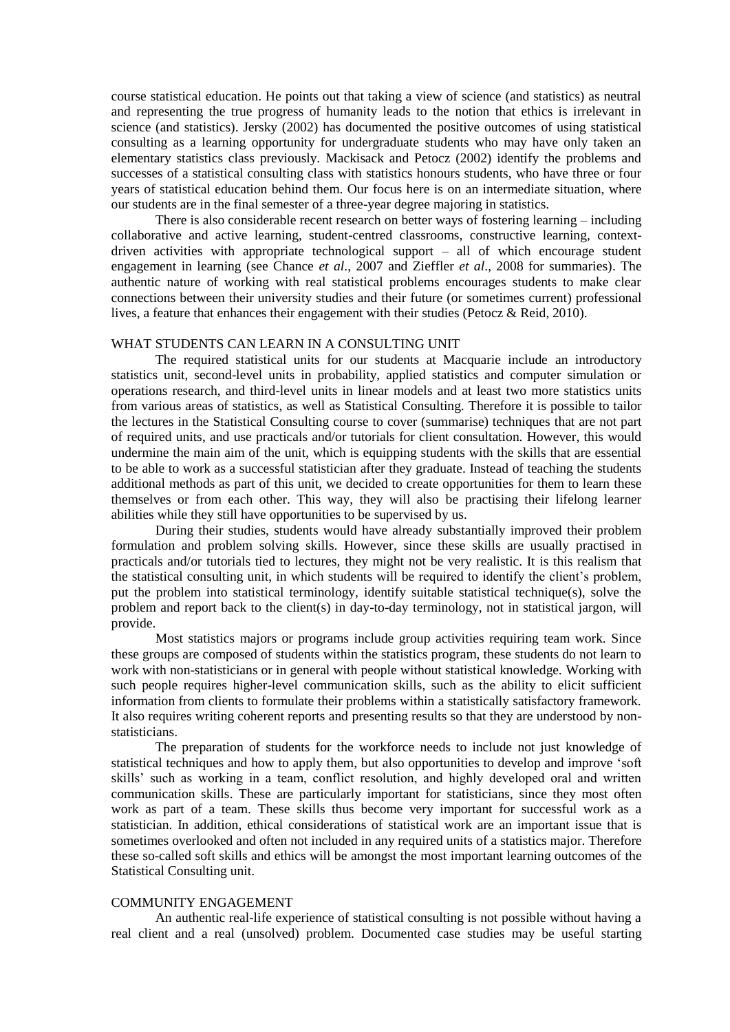course statistical education. He points out that taking a view of science (and statistics) as neutral and representing the true progress of humanity leads to the notion that ethics is irrelevant in science (and statistics). Jersky (2002) has documented the positive outcomes of using statistical consulting as a learning opportunity for undergraduate students who may have only taken an elementary statistics class previously. Mackisack and Petocz (2002) identify the problems and successes of a statistical consulting class with statistics honours students, who have three or four years of statistical education behind them. Our focus here is on an intermediate situation, where our students are in the final semester of a three-year degree majoring in statistics.

There is also considerable recent research on better ways of fostering learning – including collaborative and active learning, student-centred classrooms, constructive learning, context-driven activities with appropriate technological support – all of which encourage student engagement in learning (see Chance *et al*., 2007 and Zieffler *et al*., 2008 for summaries). The authentic nature of working with real statistical problems encourages students to make clear connections between their university studies and their future (or sometimes current) professional lives, a feature that enhances their engagement with their studies (Petocz & Reid, 2010).

## WHAT STUDENTS CAN LEARN IN A CONSULTING UNIT

The required statistical units for our students at Macquarie include an introductory statistics unit, second-level units in probability, applied statistics and computer simulation or operations research, and third-level units in linear models and at least two more statistics units from various areas of statistics, as well as Statistical Consulting. Therefore it is possible to tailor the lectures in the Statistical Consulting course to cover (summarise) techniques that are not part of required units, and use practicals and/or tutorials for client consultation. However, this would undermine the main aim of the unit, which is equipping students with the skills that are essential to be able to work as a successful statistician after they graduate. Instead of teaching the students additional methods as part of this unit, we decided to create opportunities for them to learn these themselves or from each other. This way, they will also be practising their lifelong learner abilities while they still have opportunities to be supervised by us.

During their studies, students would have already substantially improved their problem formulation and problem solving skills. However, since these skills are usually practised in practicals and/or tutorials tied to lectures, they might not be very realistic. It is this realism that the statistical consulting unit, in which students will be required to identify the client's problem, put the problem into statistical terminology, identify suitable statistical technique(s), solve the problem and report back to the client(s) in day-to-day terminology, not in statistical jargon, will provide.

Most statistics majors or programs include group activities requiring team work. Since these groups are composed of students within the statistics program, these students do not learn to work with non-statisticians or in general with people without statistical knowledge. Working with such people requires higher-level communication skills, such as the ability to elicit sufficient information from clients to formulate their problems within a statistically satisfactory framework. It also requires writing coherent reports and presenting results so that they are understood by non-statisticians.

The preparation of students for the workforce needs to include not just knowledge of statistical techniques and how to apply them, but also opportunities to develop and improve 'soft skills' such as working in a team, conflict resolution, and highly developed oral and written communication skills. These are particularly important for statisticians, since they most often work as part of a team. These skills thus become very important for successful work as a statistician. In addition, ethical considerations of statistical work are an important issue that is sometimes overlooked and often not included in any required units of a statistics major. Therefore these so-called soft skills and ethics will be amongst the most important learning outcomes of the Statistical Consulting unit.

## COMMUNITY ENGAGEMENT

An authentic real-life experience of statistical consulting is not possible without having a real client and a real (unsolved) problem. Documented case studies may be useful starting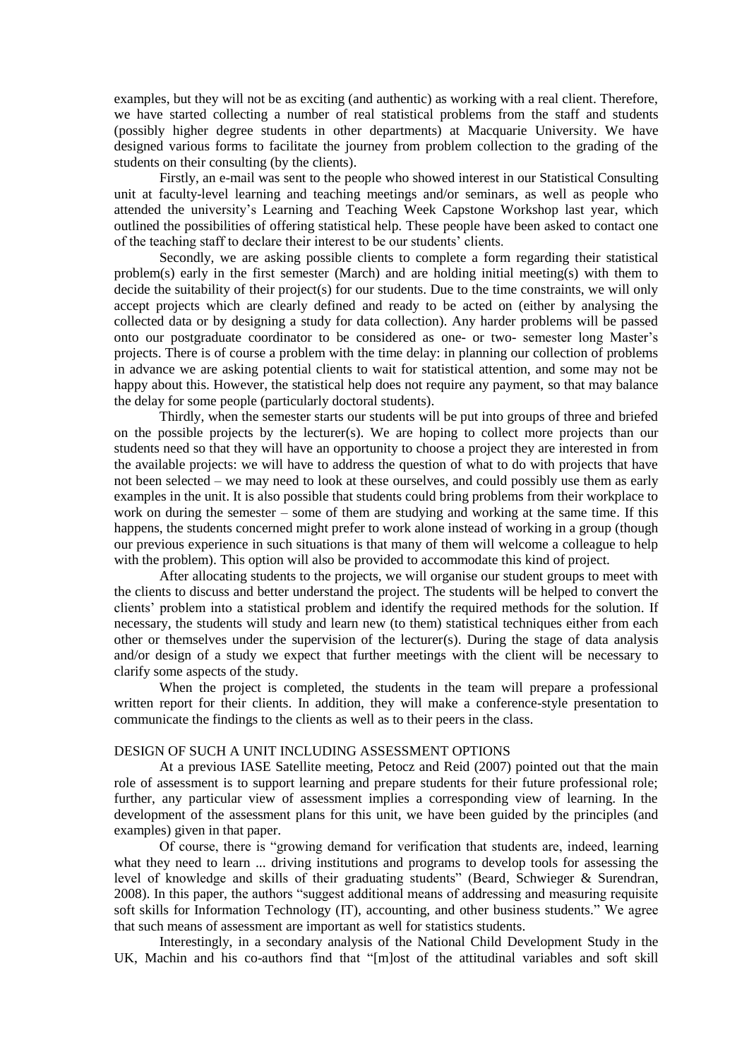examples, but they will not be as exciting (and authentic) as working with a real client. Therefore, we have started collecting a number of real statistical problems from the staff and students (possibly higher degree students in other departments) at Macquarie University. We have designed various forms to facilitate the journey from problem collection to the grading of the students on their consulting (by the clients).

Firstly, an e-mail was sent to the people who showed interest in our Statistical Consulting unit at faculty-level learning and teaching meetings and/or seminars, as well as people who attended the university's Learning and Teaching Week Capstone Workshop last year, which outlined the possibilities of offering statistical help. These people have been asked to contact one of the teaching staff to declare their interest to be our students' clients.

Secondly, we are asking possible clients to complete a form regarding their statistical problem(s) early in the first semester (March) and are holding initial meeting(s) with them to decide the suitability of their project(s) for our students. Due to the time constraints, we will only accept projects which are clearly defined and ready to be acted on (either by analysing the collected data or by designing a study for data collection). Any harder problems will be passed onto our postgraduate coordinator to be considered as one- or two- semester long Master's projects. There is of course a problem with the time delay: in planning our collection of problems in advance we are asking potential clients to wait for statistical attention, and some may not be happy about this. However, the statistical help does not require any payment, so that may balance the delay for some people (particularly doctoral students).

Thirdly, when the semester starts our students will be put into groups of three and briefed on the possible projects by the lecturer(s). We are hoping to collect more projects than our students need so that they will have an opportunity to choose a project they are interested in from the available projects: we will have to address the question of what to do with projects that have not been selected – we may need to look at these ourselves, and could possibly use them as early examples in the unit. It is also possible that students could bring problems from their workplace to work on during the semester – some of them are studying and working at the same time. If this happens, the students concerned might prefer to work alone instead of working in a group (though our previous experience in such situations is that many of them will welcome a colleague to help with the problem). This option will also be provided to accommodate this kind of project.

After allocating students to the projects, we will organise our student groups to meet with the clients to discuss and better understand the project. The students will be helped to convert the clients' problem into a statistical problem and identify the required methods for the solution. If necessary, the students will study and learn new (to them) statistical techniques either from each other or themselves under the supervision of the lecturer(s). During the stage of data analysis and/or design of a study we expect that further meetings with the client will be necessary to clarify some aspects of the study.

When the project is completed, the students in the team will prepare a professional written report for their clients. In addition, they will make a conference-style presentation to communicate the findings to the clients as well as to their peers in the class.

## DESIGN OF SUCH A UNIT INCLUDING ASSESSMENT OPTIONS

At a previous IASE Satellite meeting, Petocz and Reid (2007) pointed out that the main role of assessment is to support learning and prepare students for their future professional role; further, any particular view of assessment implies a corresponding view of learning. In the development of the assessment plans for this unit, we have been guided by the principles (and examples) given in that paper.

Of course, there is "growing demand for verification that students are, indeed, learning what they need to learn ... driving institutions and programs to develop tools for assessing the level of knowledge and skills of their graduating students" (Beard, Schwieger & Surendran, 2008). In this paper, the authors "suggest additional means of addressing and measuring requisite soft skills for Information Technology (IT), accounting, and other business students." We agree that such means of assessment are important as well for statistics students.

Interestingly, in a secondary analysis of the National Child Development Study in the UK, Machin and his co-authors find that "[m]ost of the attitudinal variables and soft skill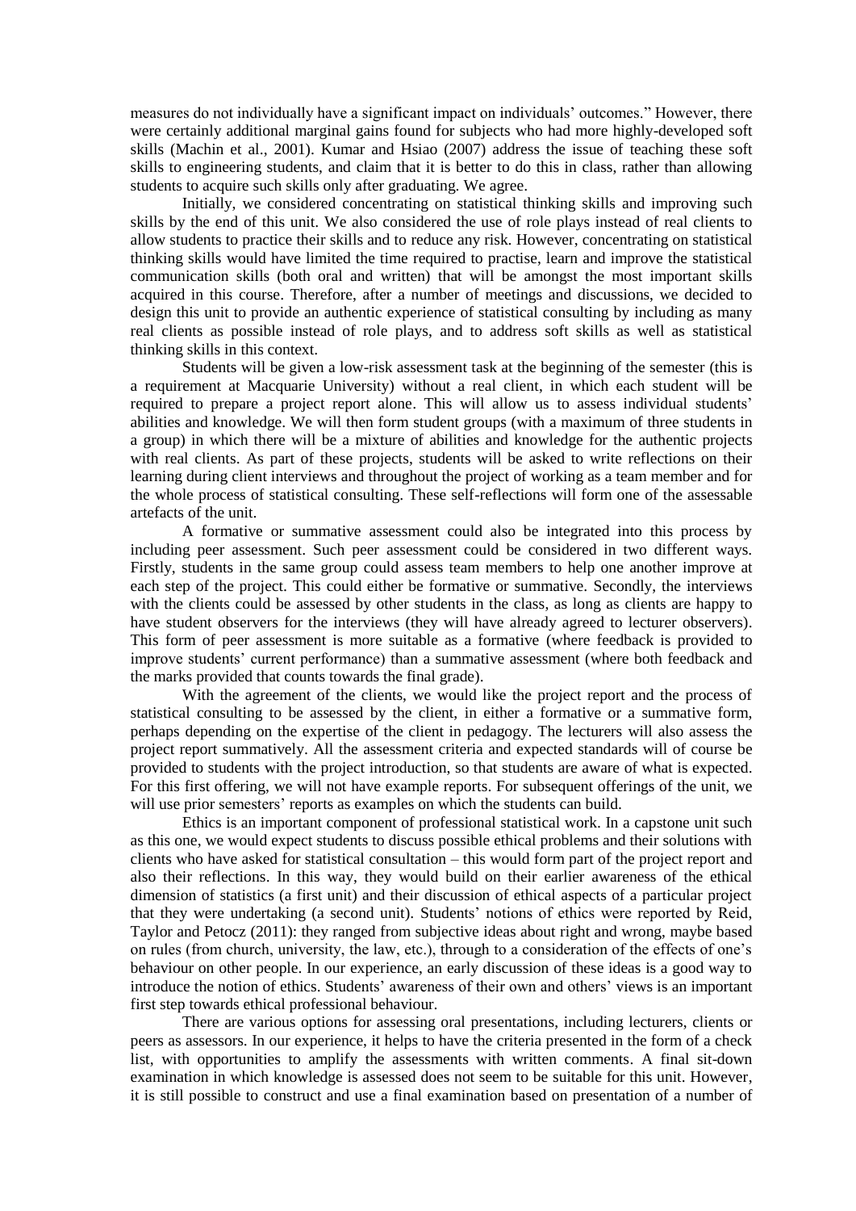measures do not individually have a significant impact on individuals' outcomes." However, there were certainly additional marginal gains found for subjects who had more highly-developed soft skills (Machin et al., 2001). Kumar and Hsiao (2007) address the issue of teaching these soft skills to engineering students, and claim that it is better to do this in class, rather than allowing students to acquire such skills only after graduating. We agree.

Initially, we considered concentrating on statistical thinking skills and improving such skills by the end of this unit. We also considered the use of role plays instead of real clients to allow students to practice their skills and to reduce any risk. However, concentrating on statistical thinking skills would have limited the time required to practise, learn and improve the statistical communication skills (both oral and written) that will be amongst the most important skills acquired in this course. Therefore, after a number of meetings and discussions, we decided to design this unit to provide an authentic experience of statistical consulting by including as many real clients as possible instead of role plays, and to address soft skills as well as statistical thinking skills in this context.

Students will be given a low-risk assessment task at the beginning of the semester (this is a requirement at Macquarie University) without a real client, in which each student will be required to prepare a project report alone. This will allow us to assess individual students' abilities and knowledge. We will then form student groups (with a maximum of three students in a group) in which there will be a mixture of abilities and knowledge for the authentic projects with real clients. As part of these projects, students will be asked to write reflections on their learning during client interviews and throughout the project of working as a team member and for the whole process of statistical consulting. These self-reflections will form one of the assessable artefacts of the unit.

A formative or summative assessment could also be integrated into this process by including peer assessment. Such peer assessment could be considered in two different ways. Firstly, students in the same group could assess team members to help one another improve at each step of the project. This could either be formative or summative. Secondly, the interviews with the clients could be assessed by other students in the class, as long as clients are happy to have student observers for the interviews (they will have already agreed to lecturer observers). This form of peer assessment is more suitable as a formative (where feedback is provided to improve students' current performance) than a summative assessment (where both feedback and the marks provided that counts towards the final grade).

With the agreement of the clients, we would like the project report and the process of statistical consulting to be assessed by the client, in either a formative or a summative form, perhaps depending on the expertise of the client in pedagogy. The lecturers will also assess the project report summatively. All the assessment criteria and expected standards will of course be provided to students with the project introduction, so that students are aware of what is expected. For this first offering, we will not have example reports. For subsequent offerings of the unit, we will use prior semesters' reports as examples on which the students can build.

Ethics is an important component of professional statistical work. In a capstone unit such as this one, we would expect students to discuss possible ethical problems and their solutions with clients who have asked for statistical consultation – this would form part of the project report and also their reflections. In this way, they would build on their earlier awareness of the ethical dimension of statistics (a first unit) and their discussion of ethical aspects of a particular project that they were undertaking (a second unit). Students' notions of ethics were reported by Reid, Taylor and Petocz (2011): they ranged from subjective ideas about right and wrong, maybe based on rules (from church, university, the law, etc.), through to a consideration of the effects of one's behaviour on other people. In our experience, an early discussion of these ideas is a good way to introduce the notion of ethics. Students' awareness of their own and others' views is an important first step towards ethical professional behaviour.

There are various options for assessing oral presentations, including lecturers, clients or peers as assessors. In our experience, it helps to have the criteria presented in the form of a check list, with opportunities to amplify the assessments with written comments. A final sit-down examination in which knowledge is assessed does not seem to be suitable for this unit. However, it is still possible to construct and use a final examination based on presentation of a number of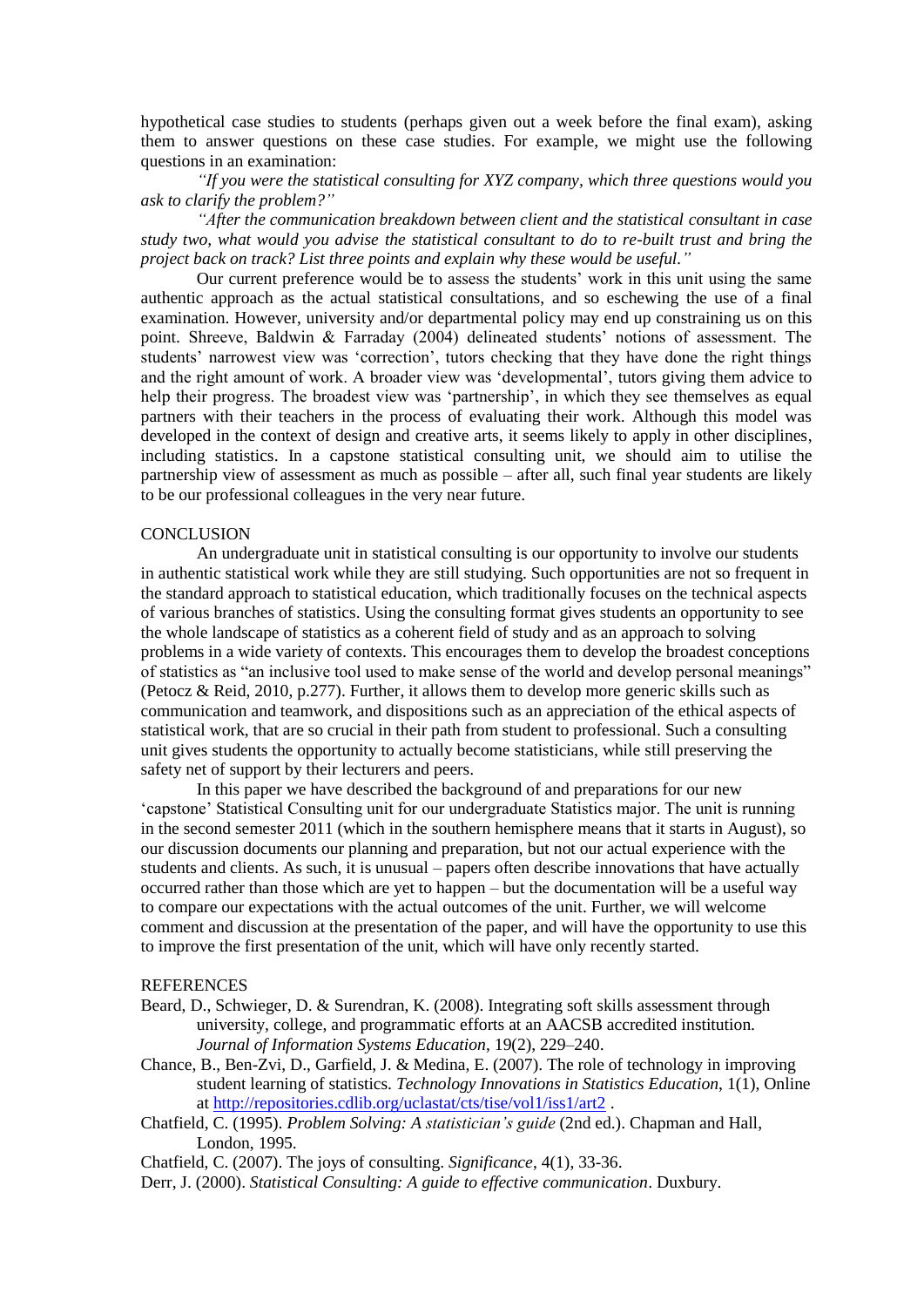hypothetical case studies to students (perhaps given out a week before the final exam), asking them to answer questions on these case studies. For example, we might use the following questions in an examination:

*"If you were the statistical consulting for XYZ company, which three questions would you ask to clarify the problem?"*

*"After the communication breakdown between client and the statistical consultant in case study two, what would you advise the statistical consultant to do to re-built trust and bring the project back on track? List three points and explain why these would be useful."*

Our current preference would be to assess the students' work in this unit using the same authentic approach as the actual statistical consultations, and so eschewing the use of a final examination. However, university and/or departmental policy may end up constraining us on this point. Shreeve, Baldwin & Farraday (2004) delineated students' notions of assessment. The students' narrowest view was 'correction', tutors checking that they have done the right things and the right amount of work. A broader view was 'developmental', tutors giving them advice to help their progress. The broadest view was 'partnership', in which they see themselves as equal partners with their teachers in the process of evaluating their work. Although this model was developed in the context of design and creative arts, it seems likely to apply in other disciplines, including statistics. In a capstone statistical consulting unit, we should aim to utilise the partnership view of assessment as much as possible – after all, such final year students are likely to be our professional colleagues in the very near future.

## CONCLUSION

An undergraduate unit in statistical consulting is our opportunity to involve our students in authentic statistical work while they are still studying. Such opportunities are not so frequent in the standard approach to statistical education, which traditionally focuses on the technical aspects of various branches of statistics. Using the consulting format gives students an opportunity to see the whole landscape of statistics as a coherent field of study and as an approach to solving problems in a wide variety of contexts. This encourages them to develop the broadest conceptions of statistics as "an inclusive tool used to make sense of the world and develop personal meanings" (Petocz & Reid, 2010, p.277). Further, it allows them to develop more generic skills such as communication and teamwork, and dispositions such as an appreciation of the ethical aspects of statistical work, that are so crucial in their path from student to professional. Such a consulting unit gives students the opportunity to actually become statisticians, while still preserving the safety net of support by their lecturers and peers.

In this paper we have described the background of and preparations for our new 'capstone' Statistical Consulting unit for our undergraduate Statistics major. The unit is running in the second semester 2011 (which in the southern hemisphere means that it starts in August), so our discussion documents our planning and preparation, but not our actual experience with the students and clients. As such, it is unusual – papers often describe innovations that have actually occurred rather than those which are yet to happen – but the documentation will be a useful way to compare our expectations with the actual outcomes of the unit. Further, we will welcome comment and discussion at the presentation of the paper, and will have the opportunity to use this to improve the first presentation of the unit, which will have only recently started.

## REFERENCES

Beard, D., Schwieger, D. & Surendran, K. (2008). Integrating soft skills assessment through university, college, and programmatic efforts at an AACSB accredited institution. *Journal of Information Systems Education*, 19(2), 229–240.

Chance, B., Ben-Zvi, D., Garfield, J. & Medina, E. (2007). The role of technology in improving student learning of statistics. *Technology Innovations in Statistics Education*, 1(1), Online at http://repositories.cdlib.org/uclastat/cts/tise/vol1/iss1/art2 .

Chatfield, C. (1995). *Problem Solving: A statistician's guide* (2nd ed.). Chapman and Hall, London, 1995.

Chatfield, C. (2007). The joys of consulting. *Significance*, 4(1), 33-36.

Derr, J. (2000). *Statistical Consulting: A guide to effective communication*. Duxbury.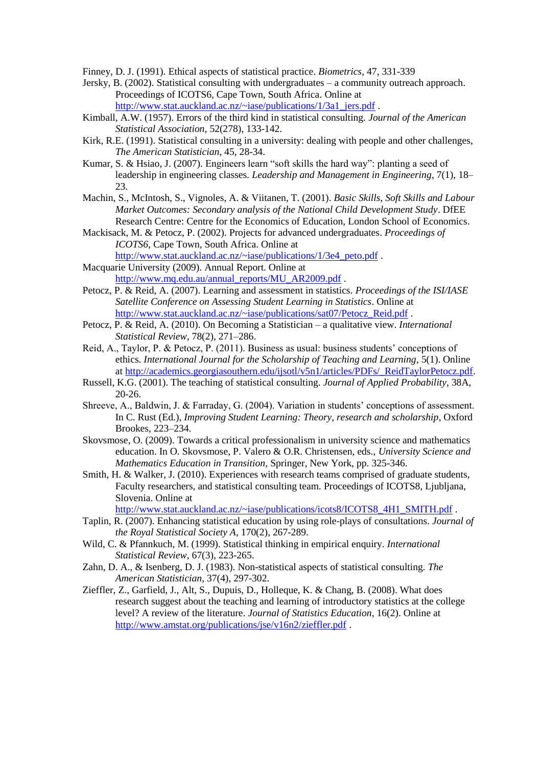Finney, D. J. (1991). Ethical aspects of statistical practice. *Biometrics*, 47, 331-339

Jersky, B. (2002). Statistical consulting with undergraduates – a community outreach approach. Proceedings of ICOTS6, Cape Town, South Africa. Online at http://www.stat.auckland.ac.nz/~iase/publications/1/3a1_jers.pdf .

Kimball, A.W. (1957). Errors of the third kind in statistical consulting. *Journal of the American Statistical Association*, 52(278), 133-142.

Kirk, R.E. (1991). Statistical consulting in a university: dealing with people and other challenges, *The American Statistician*, 45, 28-34.

Kumar, S. & Hsiao, J. (2007). Engineers learn "soft skills the hard way": planting a seed of leadership in engineering classes. *Leadership and Management in Engineering*, 7(1), 18–23.

Machin, S., McIntosh, S., Vignoles, A. & Viitanen, T. (2001). *Basic Skills, Soft Skills and Labour Market Outcomes: Secondary analysis of the National Child Development Study*. DfEE Research Centre: Centre for the Economics of Education, London School of Economics.

Mackisack, M. & Petocz, P. (2002). Projects for advanced undergraduates. *Proceedings of ICOTS6*, Cape Town, South Africa. Online at http://www.stat.auckland.ac.nz/~iase/publications/1/3e4_peto.pdf .

Macquarie University (2009). Annual Report. Online at http://www.mq.edu.au/annual_reports/MU_AR2009.pdf .

Petocz, P. & Reid, A. (2007). Learning and assessment in statistics. *Proceedings of the ISI/IASE Satellite Conference on Assessing Student Learning in Statistics*. Online at http://www.stat.auckland.ac.nz/~iase/publications/sat07/Petocz_Reid.pdf .

Petocz, P. & Reid, A. (2010). On Becoming a Statistician – a qualitative view. *International Statistical Review*, 78(2), 271–286.

Reid, A., Taylor, P. & Petocz, P. (2011). Business as usual: business students' conceptions of ethics. *International Journal for the Scholarship of Teaching and Learning*, 5(1). Online at http://academics.georgiasouthern.edu/ijsotl/v5n1/articles/PDFs/_ReidTaylorPetocz.pdf.

Russell, K.G. (2001). The teaching of statistical consulting. *Journal of Applied Probability*, 38A, 20-26.

Shreeve, A., Baldwin, J. & Farraday, G. (2004). Variation in students' conceptions of assessment. In C. Rust (Ed.), *Improving Student Learning: Theory, research and scholarship*, Oxford Brookes, 223–234.

Skovsmose, O. (2009). Towards a critical professionalism in university science and mathematics education. In O. Skovsmose, P. Valero & O.R. Christensen, eds., *University Science and Mathematics Education in Transition*, Springer, New York, pp. 325-346.

Smith, H. & Walker, J. (2010). Experiences with research teams comprised of graduate students, Faculty researchers, and statistical consulting team. Proceedings of ICOTS8, Ljubljana, Slovenia. Online at http://www.stat.auckland.ac.nz/~iase/publications/icots8/ICOTS8_4H1_SMITH.pdf .

Taplin, R. (2007). Enhancing statistical education by using role-plays of consultations. *Journal of the Royal Statistical Society A*, 170(2), 267-289.

Wild, C. & Pfannkuch, M. (1999). Statistical thinking in empirical enquiry. *International Statistical Review*, 67(3), 223-265.

Zahn, D. A., & Isenberg, D. J. (1983). Non-statistical aspects of statistical consulting. *The American Statistician*, 37(4), 297-302.

Zieffler, Z., Garfield, J., Alt, S., Dupuis, D., Holleque, K. & Chang, B. (2008). What does research suggest about the teaching and learning of introductory statistics at the college level? A review of the literature. *Journal of Statistics Education*, 16(2). Online at http://www.amstat.org/publications/jse/v16n2/zieffler.pdf .